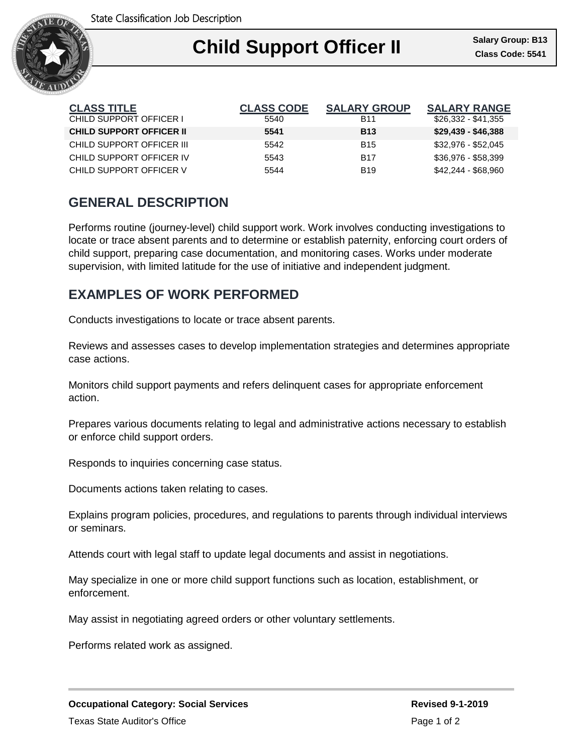State Classification Job Description

# Child Support Officer II

**Salary Group: B13**
**Class Code: 5541**

| CLASS TITLE | CLASS CODE | SALARY GROUP | SALARY RANGE |
|---|---|---|---|
| CHILD SUPPORT OFFICER I | 5540 | B11 | $26,332 - $41,355 |
| **CHILD SUPPORT OFFICER II** | **5541** | **B13** | **$29,439 - $46,388** |
| CHILD SUPPORT OFFICER III | 5542 | B15 | $32,976 - $52,045 |
| CHILD SUPPORT OFFICER IV | 5543 | B17 | $36,976 - $58,399 |
| CHILD SUPPORT OFFICER V | 5544 | B19 | $42,244 - $68,960 |

## GENERAL DESCRIPTION

Performs routine (journey-level) child support work. Work involves conducting investigations to locate or trace absent parents and to determine or establish paternity, enforcing court orders of child support, preparing case documentation, and monitoring cases. Works under moderate supervision, with limited latitude for the use of initiative and independent judgment.

## EXAMPLES OF WORK PERFORMED

Conducts investigations to locate or trace absent parents.

Reviews and assesses cases to develop implementation strategies and determines appropriate case actions.

Monitors child support payments and refers delinquent cases for appropriate enforcement action.

Prepares various documents relating to legal and administrative actions necessary to establish or enforce child support orders.

Responds to inquiries concerning case status.

Documents actions taken relating to cases.

Explains program policies, procedures, and regulations to parents through individual interviews or seminars.

Attends court with legal staff to update legal documents and assist in negotiations.

May specialize in one or more child support functions such as location, establishment, or enforcement.

May assist in negotiating agreed orders or other voluntary settlements.

Performs related work as assigned.

**Occupational Category: Social Services**

**Revised 9-1-2019**

Texas State Auditor's Office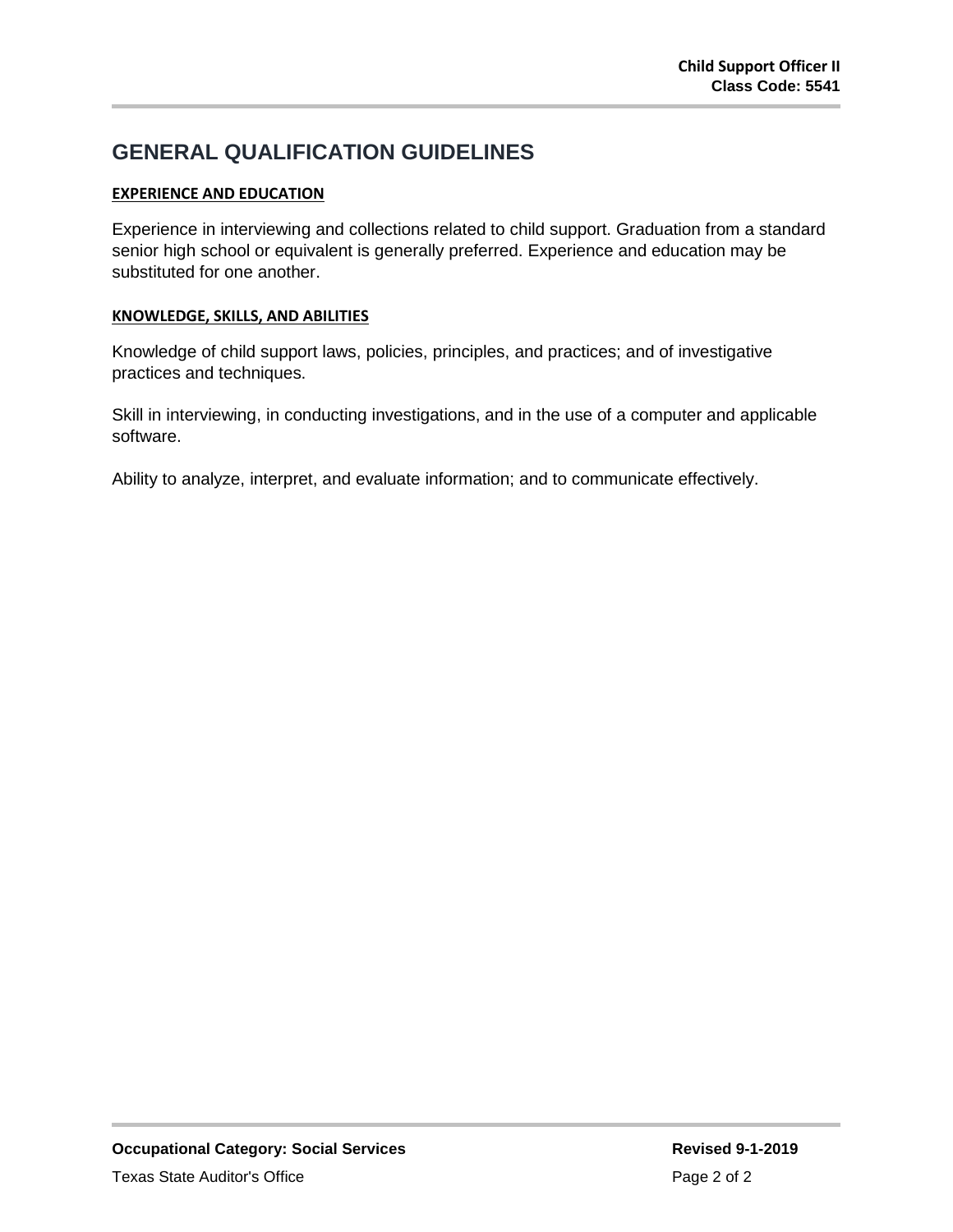# GENERAL QUALIFICATION GUIDELINES

## EXPERIENCE AND EDUCATION

Experience in interviewing and collections related to child support. Graduation from a standard senior high school or equivalent is generally preferred. Experience and education may be substituted for one another.

## KNOWLEDGE, SKILLS, AND ABILITIES

Knowledge of child support laws, policies, principles, and practices; and of investigative practices and techniques.

Skill in interviewing, in conducting investigations, and in the use of a computer and applicable software.

Ability to analyze, interpret, and evaluate information; and to communicate effectively.